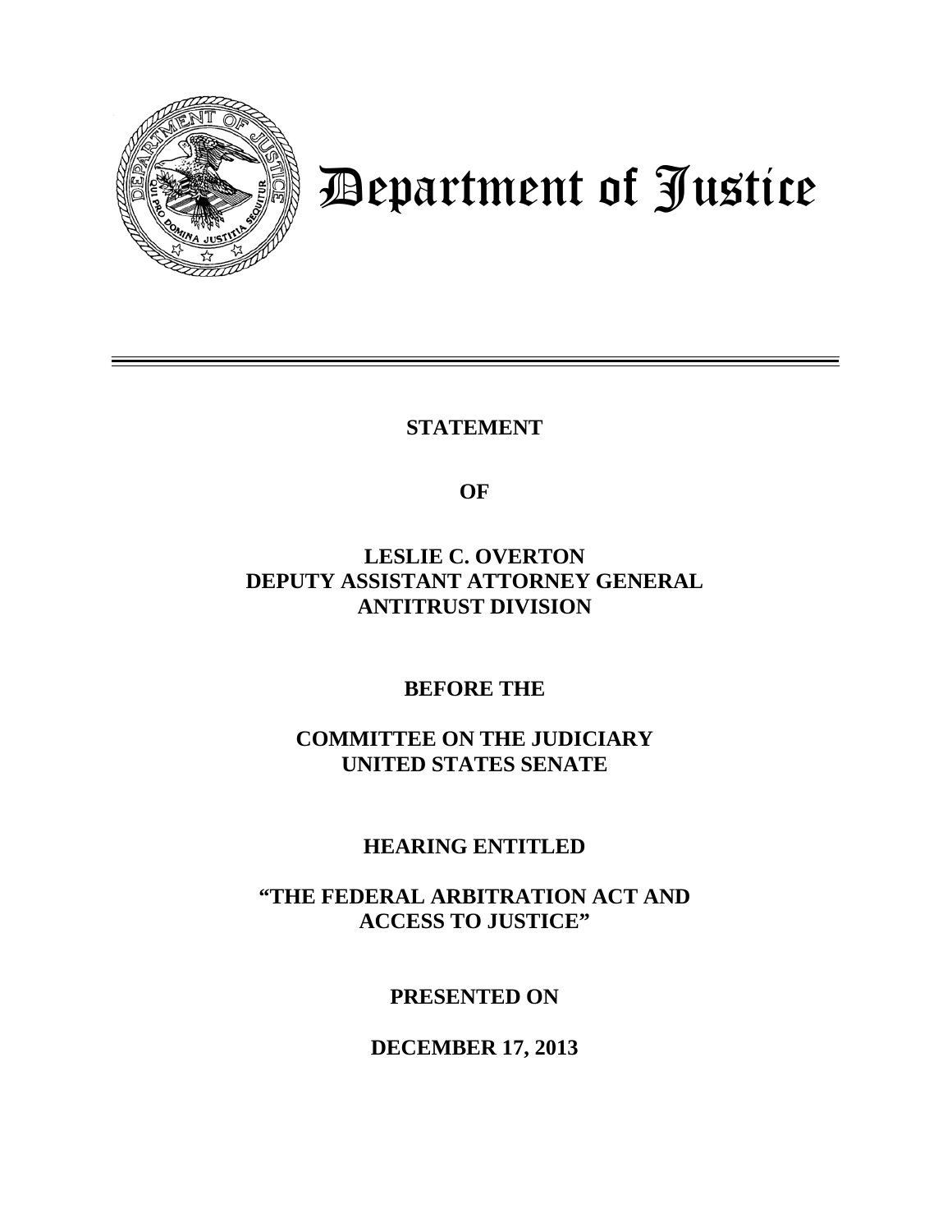# Department of Justice

---

**STATEMENT**

**OF**

**LESLIE C. OVERTON**
**DEPUTY ASSISTANT ATTORNEY GENERAL**
**ANTITRUST DIVISION**

**BEFORE THE**

**COMMITTEE ON THE JUDICIARY**
**UNITED STATES SENATE**

**HEARING ENTITLED**

**"THE FEDERAL ARBITRATION ACT AND ACCESS TO JUSTICE"**

**PRESENTED ON**

**DECEMBER 17, 2013**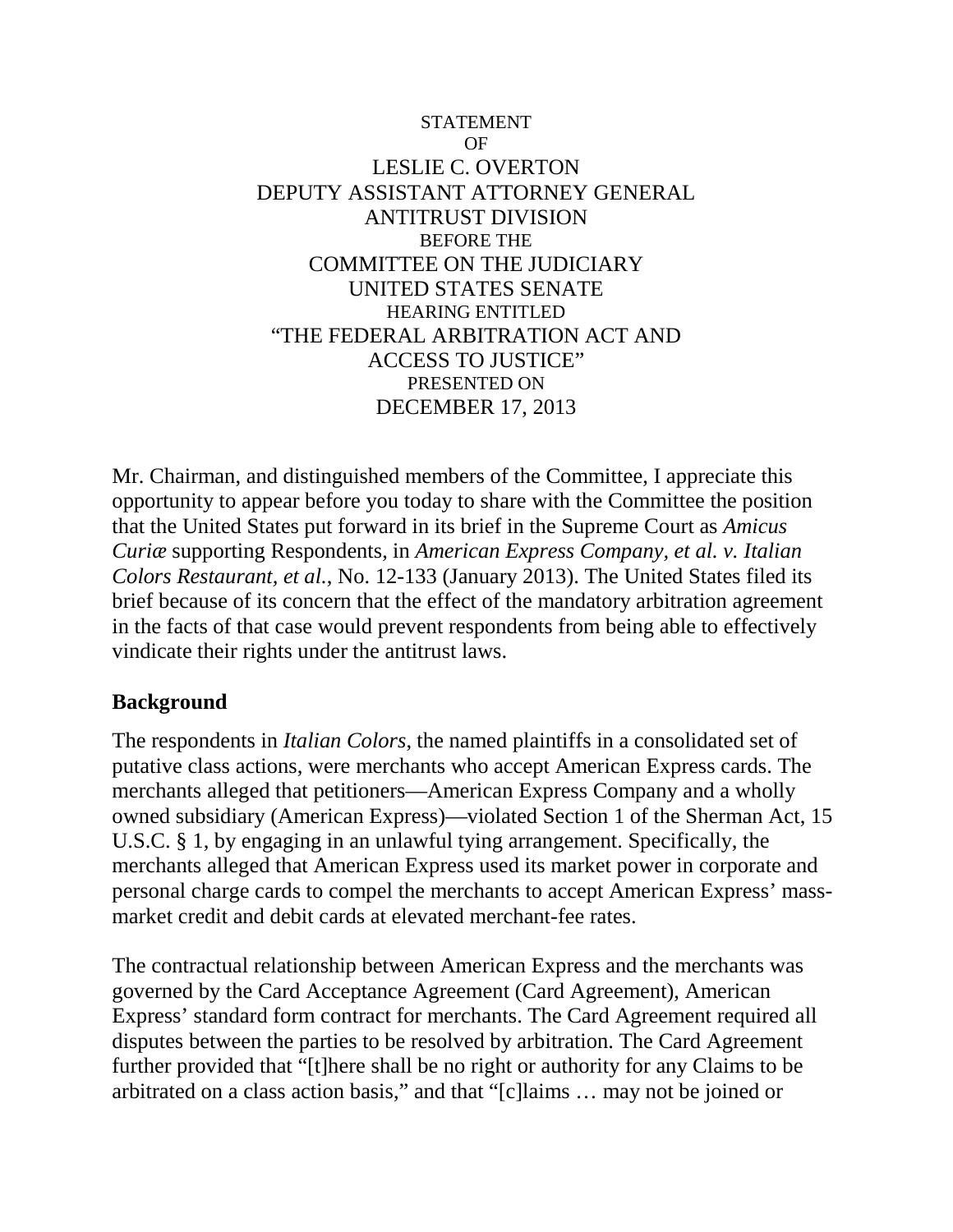STATEMENT

OF

LESLIE C. OVERTON

DEPUTY ASSISTANT ATTORNEY GENERAL

ANTITRUST DIVISION

BEFORE THE

COMMITTEE ON THE JUDICIARY

UNITED STATES SENATE

HEARING ENTITLED

"THE FEDERAL ARBITRATION ACT AND ACCESS TO JUSTICE"

PRESENTED ON

DECEMBER 17, 2013

Mr. Chairman, and distinguished members of the Committee, I appreciate this opportunity to appear before you today to share with the Committee the position that the United States put forward in its brief in the Supreme Court as *Amicus Curiæ* supporting Respondents, in *American Express Company, et al. v. Italian Colors Restaurant, et al.*, No. 12-133 (January 2013). The United States filed its brief because of its concern that the effect of the mandatory arbitration agreement in the facts of that case would prevent respondents from being able to effectively vindicate their rights under the antitrust laws.

**Background**

The respondents in *Italian Colors*, the named plaintiffs in a consolidated set of putative class actions, were merchants who accept American Express cards. The merchants alleged that petitioners—American Express Company and a wholly owned subsidiary (American Express)—violated Section 1 of the Sherman Act, 15 U.S.C. § 1, by engaging in an unlawful tying arrangement. Specifically, the merchants alleged that American Express used its market power in corporate and personal charge cards to compel the merchants to accept American Express' mass-market credit and debit cards at elevated merchant-fee rates.

The contractual relationship between American Express and the merchants was governed by the Card Acceptance Agreement (Card Agreement), American Express' standard form contract for merchants. The Card Agreement required all disputes between the parties to be resolved by arbitration. The Card Agreement further provided that "[t]here shall be no right or authority for any Claims to be arbitrated on a class action basis," and that "[c]laims … may not be joined or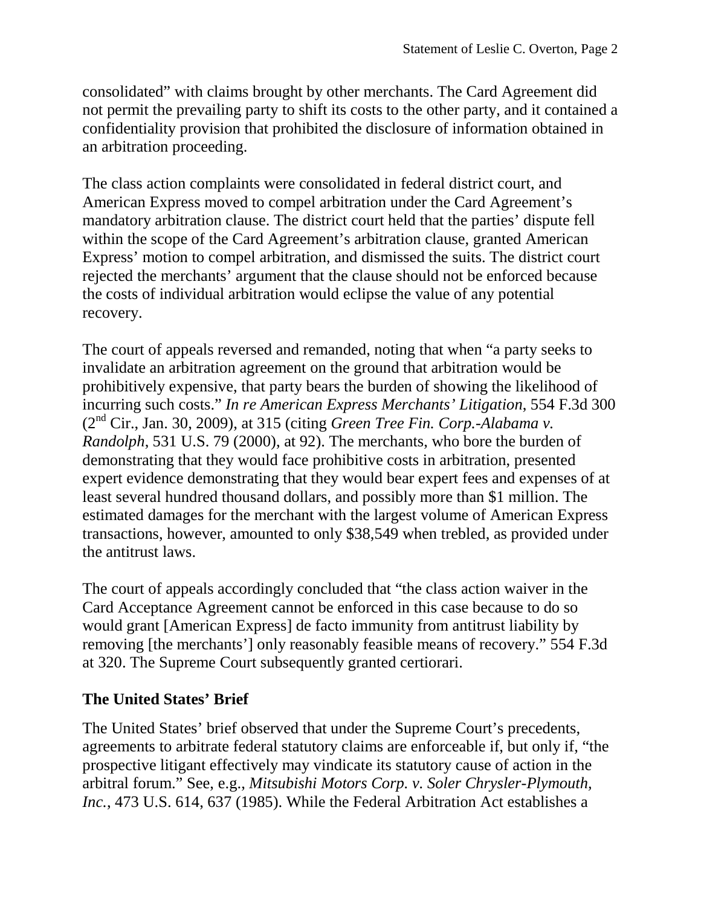consolidated" with claims brought by other merchants. The Card Agreement did not permit the prevailing party to shift its costs to the other party, and it contained a confidentiality provision that prohibited the disclosure of information obtained in an arbitration proceeding.

The class action complaints were consolidated in federal district court, and American Express moved to compel arbitration under the Card Agreement's mandatory arbitration clause. The district court held that the parties' dispute fell within the scope of the Card Agreement's arbitration clause, granted American Express' motion to compel arbitration, and dismissed the suits. The district court rejected the merchants' argument that the clause should not be enforced because the costs of individual arbitration would eclipse the value of any potential recovery.

The court of appeals reversed and remanded, noting that when "a party seeks to invalidate an arbitration agreement on the ground that arbitration would be prohibitively expensive, that party bears the burden of showing the likelihood of incurring such costs." *In re American Express Merchants' Litigation*, 554 F.3d 300 (2nd Cir., Jan. 30, 2009), at 315 (citing *Green Tree Fin. Corp.-Alabama v. Randolph*, 531 U.S. 79 (2000), at 92). The merchants, who bore the burden of demonstrating that they would face prohibitive costs in arbitration, presented expert evidence demonstrating that they would bear expert fees and expenses of at least several hundred thousand dollars, and possibly more than $1 million. The estimated damages for the merchant with the largest volume of American Express transactions, however, amounted to only $38,549 when trebled, as provided under the antitrust laws.

The court of appeals accordingly concluded that "the class action waiver in the Card Acceptance Agreement cannot be enforced in this case because to do so would grant [American Express] de facto immunity from antitrust liability by removing [the merchants'] only reasonably feasible means of recovery." 554 F.3d at 320. The Supreme Court subsequently granted certiorari.

## The United States' Brief

The United States' brief observed that under the Supreme Court's precedents, agreements to arbitrate federal statutory claims are enforceable if, but only if, "the prospective litigant effectively may vindicate its statutory cause of action in the arbitral forum." See, e.g., *Mitsubishi Motors Corp. v. Soler Chrysler-Plymouth, Inc.*, 473 U.S. 614, 637 (1985). While the Federal Arbitration Act establishes a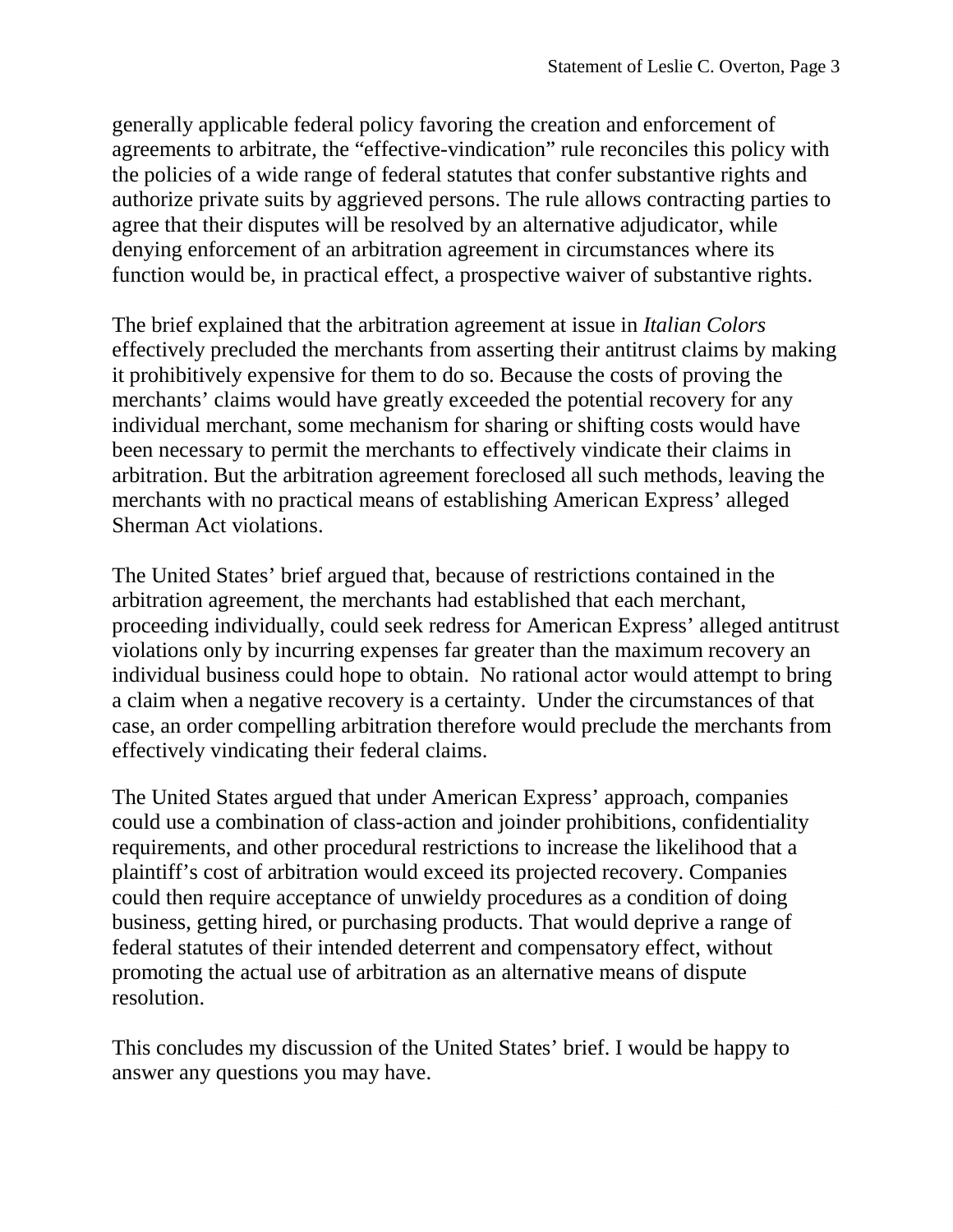generally applicable federal policy favoring the creation and enforcement of agreements to arbitrate, the "effective-vindication" rule reconciles this policy with the policies of a wide range of federal statutes that confer substantive rights and authorize private suits by aggrieved persons. The rule allows contracting parties to agree that their disputes will be resolved by an alternative adjudicator, while denying enforcement of an arbitration agreement in circumstances where its function would be, in practical effect, a prospective waiver of substantive rights.

The brief explained that the arbitration agreement at issue in *Italian Colors* effectively precluded the merchants from asserting their antitrust claims by making it prohibitively expensive for them to do so. Because the costs of proving the merchants' claims would have greatly exceeded the potential recovery for any individual merchant, some mechanism for sharing or shifting costs would have been necessary to permit the merchants to effectively vindicate their claims in arbitration. But the arbitration agreement foreclosed all such methods, leaving the merchants with no practical means of establishing American Express' alleged Sherman Act violations.

The United States' brief argued that, because of restrictions contained in the arbitration agreement, the merchants had established that each merchant, proceeding individually, could seek redress for American Express' alleged antitrust violations only by incurring expenses far greater than the maximum recovery an individual business could hope to obtain. No rational actor would attempt to bring a claim when a negative recovery is a certainty. Under the circumstances of that case, an order compelling arbitration therefore would preclude the merchants from effectively vindicating their federal claims.

The United States argued that under American Express' approach, companies could use a combination of class-action and joinder prohibitions, confidentiality requirements, and other procedural restrictions to increase the likelihood that a plaintiff's cost of arbitration would exceed its projected recovery. Companies could then require acceptance of unwieldy procedures as a condition of doing business, getting hired, or purchasing products. That would deprive a range of federal statutes of their intended deterrent and compensatory effect, without promoting the actual use of arbitration as an alternative means of dispute resolution.

This concludes my discussion of the United States' brief. I would be happy to answer any questions you may have.